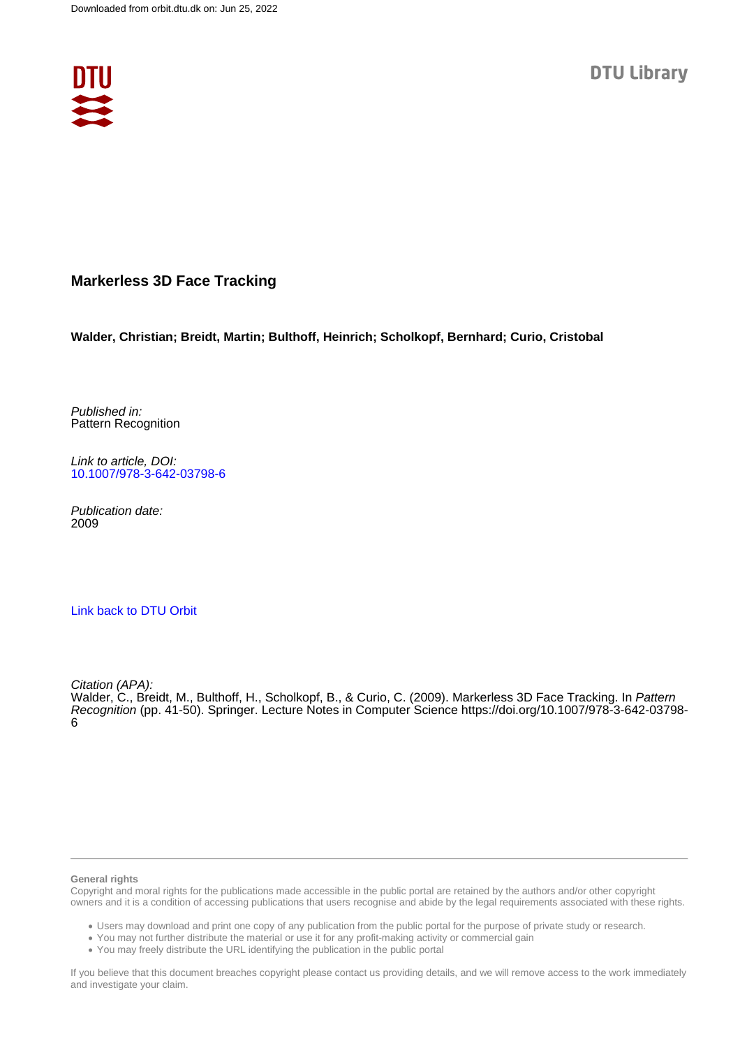Downloaded from orbit.dtu.dk on: Jun 25, 2022

DTU Library

# Markerless 3D Face Tracking

**Walder, Christian; Breidt, Martin; Bulthoff, Heinrich; Scholkopf, Bernhard; Curio, Cristobal**

*Published in:*
Pattern Recognition

*Link to article, DOI:*
10.1007/978-3-642-03798-6

*Publication date:*
2009

Link back to DTU Orbit

*Citation (APA):*
Walder, C., Breidt, M., Bulthoff, H., Scholkopf, B., & Curio, C. (2009). Markerless 3D Face Tracking. In *Pattern Recognition* (pp. 41-50). Springer. Lecture Notes in Computer Science https://doi.org/10.1007/978-3-642-03798-6

**General rights**

Copyright and moral rights for the publications made accessible in the public portal are retained by the authors and/or other copyright owners and it is a condition of accessing publications that users recognise and abide by the legal requirements associated with these rights.

- Users may download and print one copy of any publication from the public portal for the purpose of private study or research.
- You may not further distribute the material or use it for any profit-making activity or commercial gain
- You may freely distribute the URL identifying the publication in the public portal

If you believe that this document breaches copyright please contact us providing details, and we will remove access to the work immediately and investigate your claim.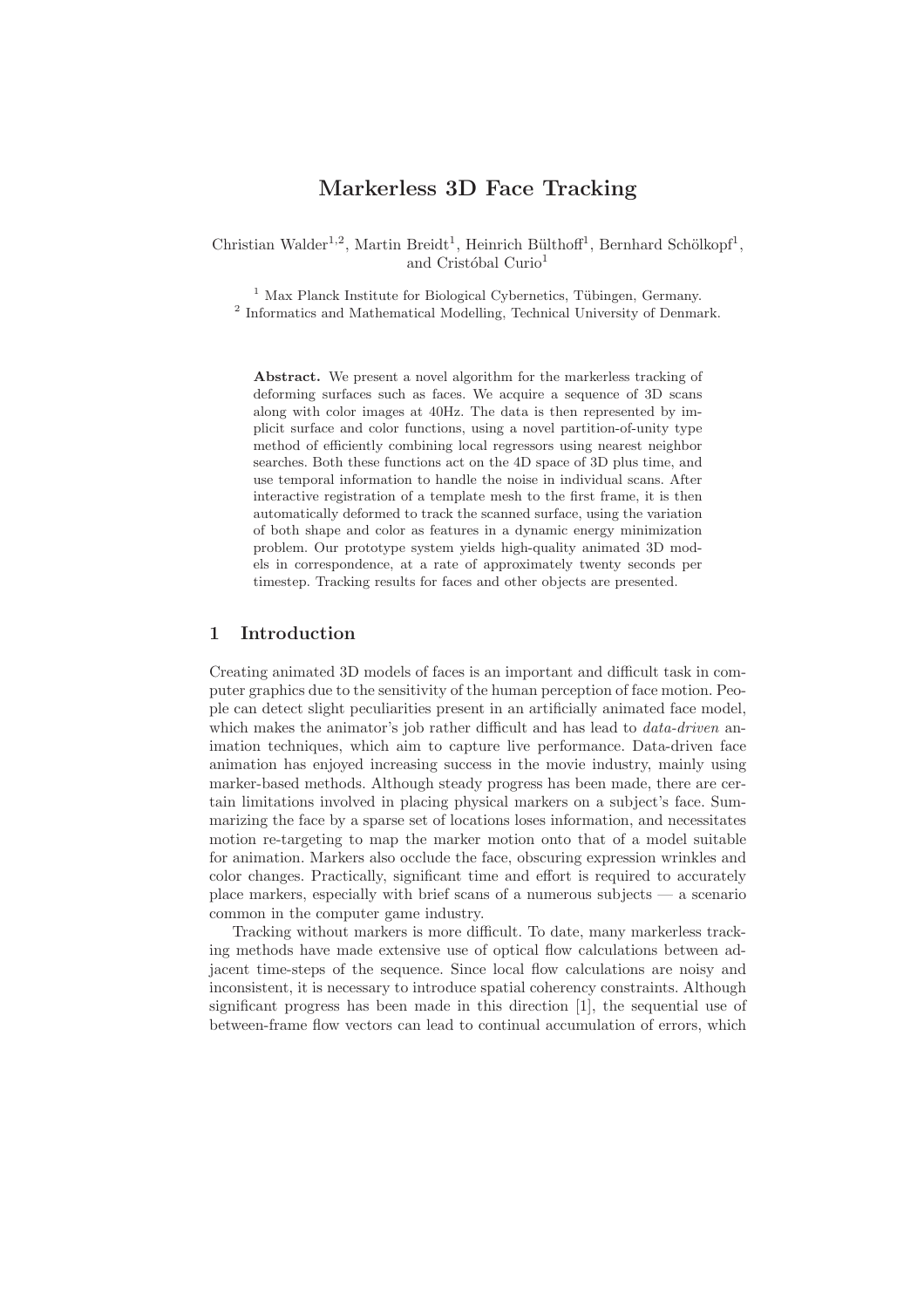# Markerless 3D Face Tracking

Christian Walder[1,2], Martin Breidt[1], Heinrich Bülthoff[1], Bernhard Schölkopf[1], and Cristóbal Curio[1]

[1] Max Planck Institute for Biological Cybernetics, Tübingen, Germany.
[2] Informatics and Mathematical Modelling, Technical University of Denmark.

**Abstract.** We present a novel algorithm for the markerless tracking of deforming surfaces such as faces. We acquire a sequence of 3D scans along with color images at 40Hz. The data is then represented by implicit surface and color functions, using a novel partition-of-unity type method of efficiently combining local regressors using nearest neighbor searches. Both these functions act on the 4D space of 3D plus time, and use temporal information to handle the noise in individual scans. After interactive registration of a template mesh to the first frame, it is then automatically deformed to track the scanned surface, using the variation of both shape and color as features in a dynamic energy minimization problem. Our prototype system yields high-quality animated 3D models in correspondence, at a rate of approximately twenty seconds per timestep. Tracking results for faces and other objects are presented.

## 1 Introduction

Creating animated 3D models of faces is an important and difficult task in computer graphics due to the sensitivity of the human perception of face motion. People can detect slight peculiarities present in an artificially animated face model, which makes the animator's job rather difficult and has lead to *data-driven* animation techniques, which aim to capture live performance. Data-driven face animation has enjoyed increasing success in the movie industry, mainly using marker-based methods. Although steady progress has been made, there are certain limitations involved in placing physical markers on a subject's face. Summarizing the face by a sparse set of locations loses information, and necessitates motion re-targeting to map the marker motion onto that of a model suitable for animation. Markers also occlude the face, obscuring expression wrinkles and color changes. Practically, significant time and effort is required to accurately place markers, especially with brief scans of a numerous subjects — a scenario common in the computer game industry.

Tracking without markers is more difficult. To date, many markerless tracking methods have made extensive use of optical flow calculations between adjacent time-steps of the sequence. Since local flow calculations are noisy and inconsistent, it is necessary to introduce spatial coherency constraints. Although significant progress has been made in this direction [1], the sequential use of between-frame flow vectors can lead to continual accumulation of errors, which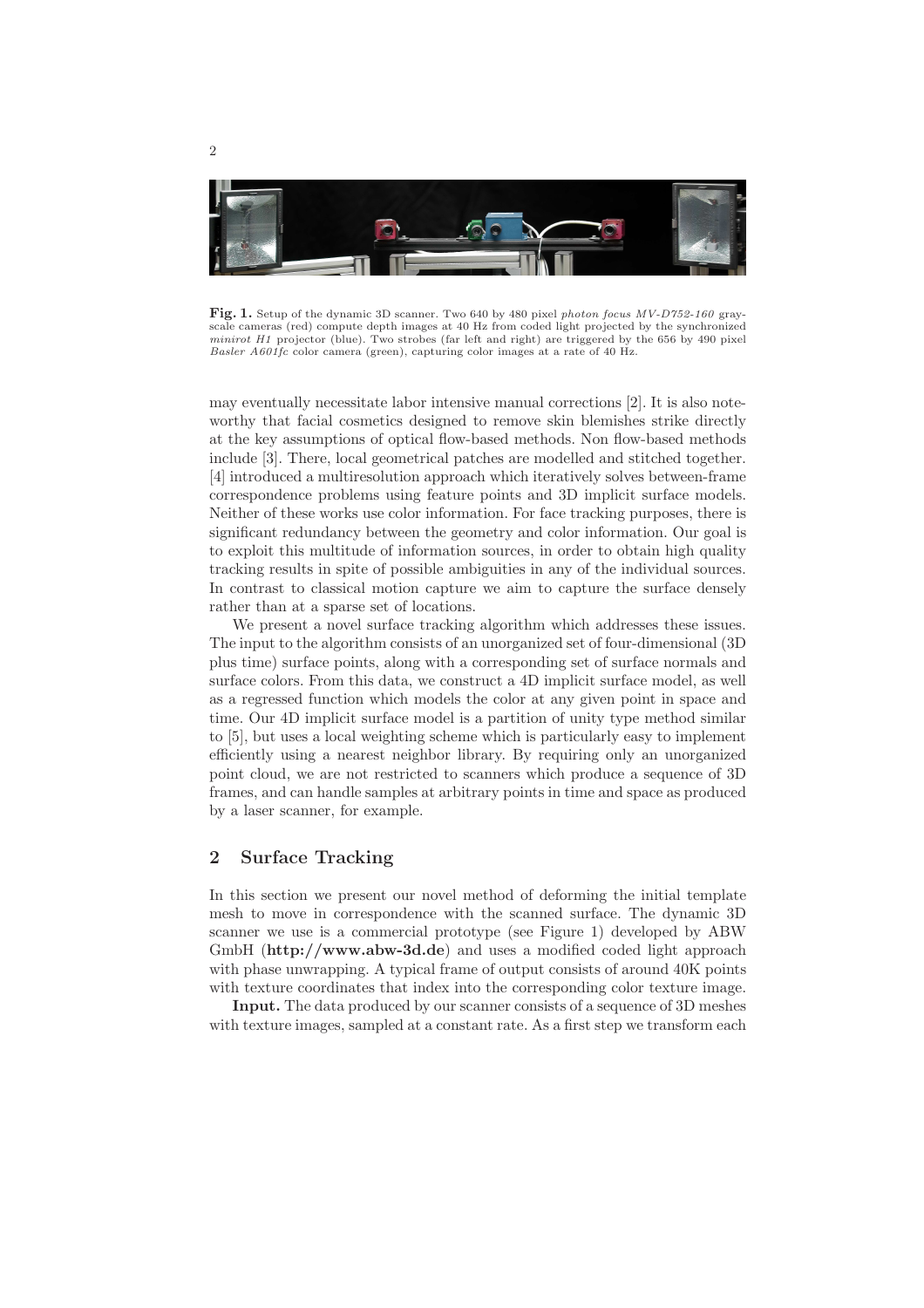**Fig. 1.** Setup of the dynamic 3D scanner. Two 640 by 480 pixel *photon focus MV-D752-160* gray-scale cameras (red) compute depth images at 40 Hz from coded light projected by the synchronized *minirot H1* projector (blue). Two strobes (far left and right) are triggered by the 656 by 490 pixel *Basler A601fc* color camera (green), capturing color images at a rate of 40 Hz.

may eventually necessitate labor intensive manual corrections [2]. It is also noteworthy that facial cosmetics designed to remove skin blemishes strike directly at the key assumptions of optical flow-based methods. Non flow-based methods include [3]. There, local geometrical patches are modelled and stitched together. [4] introduced a multiresolution approach which iteratively solves between-frame correspondence problems using feature points and 3D implicit surface models. Neither of these works use color information. For face tracking purposes, there is significant redundancy between the geometry and color information. Our goal is to exploit this multitude of information sources, in order to obtain high quality tracking results in spite of possible ambiguities in any of the individual sources. In contrast to classical motion capture we aim to capture the surface densely rather than at a sparse set of locations.

We present a novel surface tracking algorithm which addresses these issues. The input to the algorithm consists of an unorganized set of four-dimensional (3D plus time) surface points, along with a corresponding set of surface normals and surface colors. From this data, we construct a 4D implicit surface model, as well as a regressed function which models the color at any given point in space and time. Our 4D implicit surface model is a partition of unity type method similar to [5], but uses a local weighting scheme which is particularly easy to implement efficiently using a nearest neighbor library. By requiring only an unorganized point cloud, we are not restricted to scanners which produce a sequence of 3D frames, and can handle samples at arbitrary points in time and space as produced by a laser scanner, for example.

## 2 Surface Tracking

In this section we present our novel method of deforming the initial template mesh to move in correspondence with the scanned surface. The dynamic 3D scanner we use is a commercial prototype (see Figure 1) developed by ABW GmbH (**http://www.abw-3d.de**) and uses a modified coded light approach with phase unwrapping. A typical frame of output consists of around 40K points with texture coordinates that index into the corresponding color texture image.

**Input.** The data produced by our scanner consists of a sequence of 3D meshes with texture images, sampled at a constant rate. As a first step we transform each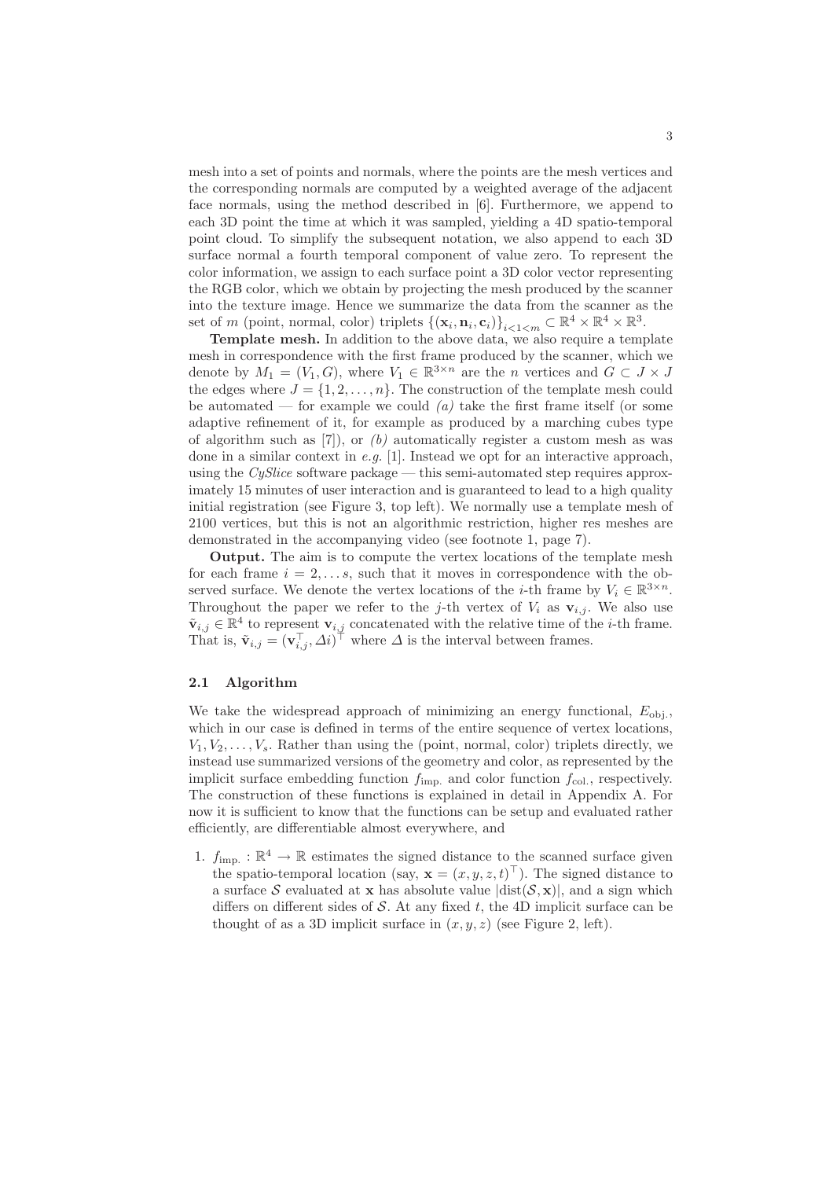mesh into a set of points and normals, where the points are the mesh vertices and the corresponding normals are computed by a weighted average of the adjacent face normals, using the method described in [6]. Furthermore, we append to each 3D point the time at which it was sampled, yielding a 4D spatio-temporal point cloud. To simplify the subsequent notation, we also append to each 3D surface normal a fourth temporal component of value zero. To represent the color information, we assign to each surface point a 3D color vector representing the RGB color, which we obtain by projecting the mesh produced by the scanner into the texture image. Hence we summarize the data from the scanner as the set of $m$ (point, normal, color) triplets $\{(\mathbf{x}_i, \mathbf{n}_i, \mathbf{c}_i)\}_{i<1<m} \subset \mathbb{R}^4 \times \mathbb{R}^4 \times \mathbb{R}^3$.

**Template mesh.** In addition to the above data, we also require a template mesh in correspondence with the first frame produced by the scanner, which we denote by $M_1 = (V_1, G)$, where $V_1 \in \mathbb{R}^{3\times n}$ are the $n$ vertices and $G \subset J \times J$ the edges where $J = \{1, 2, \ldots, n\}$. The construction of the template mesh could be automated — for example we could *(a)* take the first frame itself (or some adaptive refinement of it, for example as produced by a marching cubes type of algorithm such as [7]), or *(b)* automatically register a custom mesh as was done in a similar context in *e.g.* [1]. Instead we opt for an interactive approach, using the *CySlice* software package — this semi-automated step requires approximately 15 minutes of user interaction and is guaranteed to lead to a high quality initial registration (see Figure 3, top left). We normally use a template mesh of 2100 vertices, but this is not an algorithmic restriction, higher res meshes are demonstrated in the accompanying video (see footnote 1, page 7).

**Output.** The aim is to compute the vertex locations of the template mesh for each frame $i = 2, \ldots s$, such that it moves in correspondence with the observed surface. We denote the vertex locations of the $i$-th frame by $V_i \in \mathbb{R}^{3\times n}$. Throughout the paper we refer to the $j$-th vertex of $V_i$ as $\mathbf{v}_{i,j}$. We also use $\tilde{\mathbf{v}}_{i,j} \in \mathbb{R}^4$ to represent $\mathbf{v}_{i,j}$ concatenated with the relative time of the $i$-th frame. That is, $\tilde{\mathbf{v}}_{i,j} = (\mathbf{v}_{i,j}^\top, \Delta i)^\top$ where $\Delta$ is the interval between frames.

### 2.1 Algorithm

We take the widespread approach of minimizing an energy functional, $E_{\text{obj.}}$, which in our case is defined in terms of the entire sequence of vertex locations, $V_1, V_2, \ldots, V_s$. Rather than using the (point, normal, color) triplets directly, we instead use summarized versions of the geometry and color, as represented by the implicit surface embedding function $f_{\text{imp.}}$ and color function $f_{\text{col.}}$, respectively. The construction of these functions is explained in detail in Appendix A. For now it is sufficient to know that the functions can be setup and evaluated rather efficiently, are differentiable almost everywhere, and

1. $f_{\text{imp.}} : \mathbb{R}^4 \to \mathbb{R}$ estimates the signed distance to the scanned surface given the spatio-temporal location (say, $\mathbf{x} = (x, y, z, t)^\top$). The signed distance to a surface $\mathcal{S}$ evaluated at $\mathbf{x}$ has absolute value $|\text{dist}(\mathcal{S}, \mathbf{x})|$, and a sign which differs on different sides of $\mathcal{S}$. At any fixed $t$, the 4D implicit surface can be thought of as a 3D implicit surface in $(x, y, z)$ (see Figure 2, left).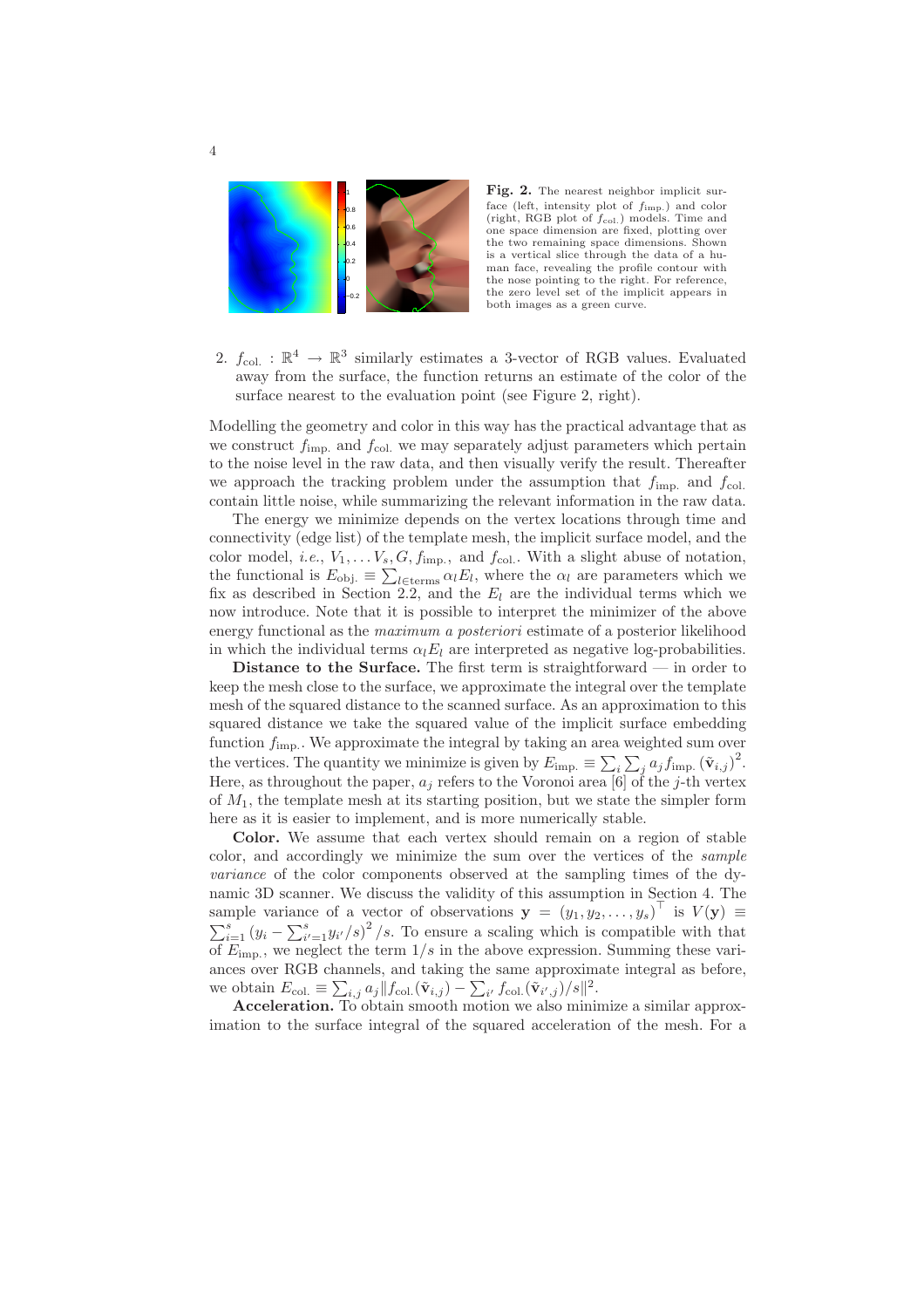**Fig. 2.** The nearest neighbor implicit surface (left, intensity plot of $f_{\text{imp.}}$) and color (right, RGB plot of $f_{\text{col.}}$) models. Time and one space dimension are fixed, plotting over the two remaining space dimensions. Shown is a vertical slice through the data of a human face, revealing the profile contour with the nose pointing to the right. For reference, the zero level set of the implicit appears in both images as a green curve.

2. $f_{\text{col.}} : \mathbb{R}^4 \to \mathbb{R}^3$ similarly estimates a 3-vector of RGB values. Evaluated away from the surface, the function returns an estimate of the color of the surface nearest to the evaluation point (see Figure 2, right).

Modelling the geometry and color in this way has the practical advantage that as we construct $f_{\text{imp.}}$ and $f_{\text{col.}}$ we may separately adjust parameters which pertain to the noise level in the raw data, and then visually verify the result. Thereafter we approach the tracking problem under the assumption that $f_{\text{imp.}}$ and $f_{\text{col.}}$ contain little noise, while summarizing the relevant information in the raw data.

The energy we minimize depends on the vertex locations through time and connectivity (edge list) of the template mesh, the implicit surface model, and the color model, *i.e.*, $V_1, \ldots V_s, G, f_{\text{imp.}}$, and $f_{\text{col.}}$. With a slight abuse of notation, the functional is $E_{\text{obj.}} \equiv \sum_{l \in \text{terms}} \alpha_l E_l$, where the $\alpha_l$ are parameters which we fix as described in Section 2.2, and the $E_l$ are the individual terms which we now introduce. Note that it is possible to interpret the minimizer of the above energy functional as the *maximum a posteriori* estimate of a posterior likelihood in which the individual terms $\alpha_l E_l$ are interpreted as negative log-probabilities.

**Distance to the Surface.** The first term is straightforward — in order to keep the mesh close to the surface, we approximate the integral over the template mesh of the squared distance to the scanned surface. As an approximation to this squared distance we take the squared value of the implicit surface embedding function $f_{\text{imp.}}$. We approximate the integral by taking an area weighted sum over the vertices. The quantity we minimize is given by $E_{\text{imp.}} \equiv \sum_i \sum_j a_j f_{\text{imp.}} \left(\tilde{\mathbf{v}}_{i,j}\right)^2$. Here, as throughout the paper, $a_j$ refers to the Voronoi area [6] of the $j$-th vertex of $M_1$, the template mesh at its starting position, but we state the simpler form here as it is easier to implement, and is more numerically stable.

**Color.** We assume that each vertex should remain on a region of stable color, and accordingly we minimize the sum over the vertices of the *sample variance* of the color components observed at the sampling times of the dynamic 3D scanner. We discuss the validity of this assumption in Section 4. The sample variance of a vector of observations $\mathbf{y} = (y_1, y_2, \ldots, y_s)^\top$ is $V(\mathbf{y}) \equiv \sum_{i=1}^{s} \left(y_i - \sum_{i'=1}^{s} y_{i'}/s\right)^2 / s$. To ensure a scaling which is compatible with that of $E_{\text{imp.}}$, we neglect the term $1/s$ in the above expression. Summing these variances over RGB channels, and taking the same approximate integral as before, we obtain $E_{\text{col.}} \equiv \sum_{i,j} a_j \| f_{\text{col.}}(\tilde{\mathbf{v}}_{i,j}) - \sum_{i'} f_{\text{col.}}(\tilde{\mathbf{v}}_{i',j})/s \|^2$.

**Acceleration.** To obtain smooth motion we also minimize a similar approximation to the surface integral of the squared acceleration of the mesh. For a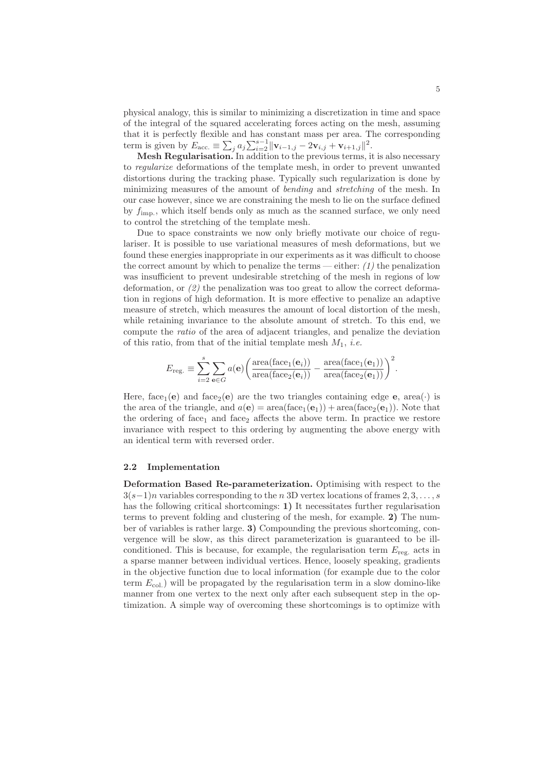physical analogy, this is similar to minimizing a discretization in time and space of the integral of the squared accelerating forces acting on the mesh, assuming that it is perfectly flexible and has constant mass per area. The corresponding term is given by $E_{\text{acc.}} \equiv \sum_j a_j \sum_{i=2}^{s-1} \|\mathbf{v}_{i-1,j} - 2\mathbf{v}_{i,j} + \mathbf{v}_{i+1,j}\|^2$.

**Mesh Regularisation.** In addition to the previous terms, it is also necessary to *regularize* deformations of the template mesh, in order to prevent unwanted distortions during the tracking phase. Typically such regularization is done by minimizing measures of the amount of *bending* and *stretching* of the mesh. In our case however, since we are constraining the mesh to lie on the surface defined by $f_{\text{imp.}}$, which itself bends only as much as the scanned surface, we only need to control the stretching of the template mesh.

Due to space constraints we now only briefly motivate our choice of regulariser. It is possible to use variational measures of mesh deformations, but we found these energies inappropriate in our experiments as it was difficult to choose the correct amount by which to penalize the terms — either: *(1)* the penalization was insufficient to prevent undesirable stretching of the mesh in regions of low deformation, or *(2)* the penalization was too great to allow the correct deformation in regions of high deformation. It is more effective to penalize an adaptive measure of stretch, which measures the amount of local distortion of the mesh, while retaining invariance to the absolute amount of stretch. To this end, we compute the *ratio* of the area of adjacent triangles, and penalize the deviation of this ratio, from that of the initial template mesh $M_1$, *i.e.*

$$E_{\text{reg.}} \equiv \sum_{i=2}^{s} \sum_{\mathbf{e} \in G} a(\mathbf{e}) \left( \frac{\text{area}(\text{face}_1(\mathbf{e}_i))}{\text{area}(\text{face}_2(\mathbf{e}_i))} - \frac{\text{area}(\text{face}_1(\mathbf{e}_1))}{\text{area}(\text{face}_2(\mathbf{e}_1))} \right)^2.$$

Here, $\text{face}_1(\mathbf{e})$ and $\text{face}_2(\mathbf{e})$ are the two triangles containing edge $\mathbf{e}$, $\text{area}(\cdot)$ is the area of the triangle, and $a(\mathbf{e}) = \text{area}(\text{face}_1(\mathbf{e}_1)) + \text{area}(\text{face}_2(\mathbf{e}_1))$. Note that the ordering of $\text{face}_1$ and $\text{face}_2$ affects the above term. In practice we restore invariance with respect to this ordering by augmenting the above energy with an identical term with reversed order.

### 2.2 Implementation

**Deformation Based Re-parameterization.** Optimising with respect to the $3(s-1)n$ variables corresponding to the $n$ 3D vertex locations of frames $2, 3, \ldots, s$ has the following critical shortcomings: **1)** It necessitates further regularisation terms to prevent folding and clustering of the mesh, for example. **2)** The number of variables is rather large. **3)** Compounding the previous shortcoming, convergence will be slow, as this direct parameterization is guaranteed to be ill-conditioned. This is because, for example, the regularisation term $E_{\text{reg.}}$ acts in a sparse manner between individual vertices. Hence, loosely speaking, gradients in the objective function due to local information (for example due to the color term $E_{\text{col.}}$) will be propagated by the regularisation term in a slow domino-like manner from one vertex to the next only after each subsequent step in the optimization. A simple way of overcoming these shortcomings is to optimize with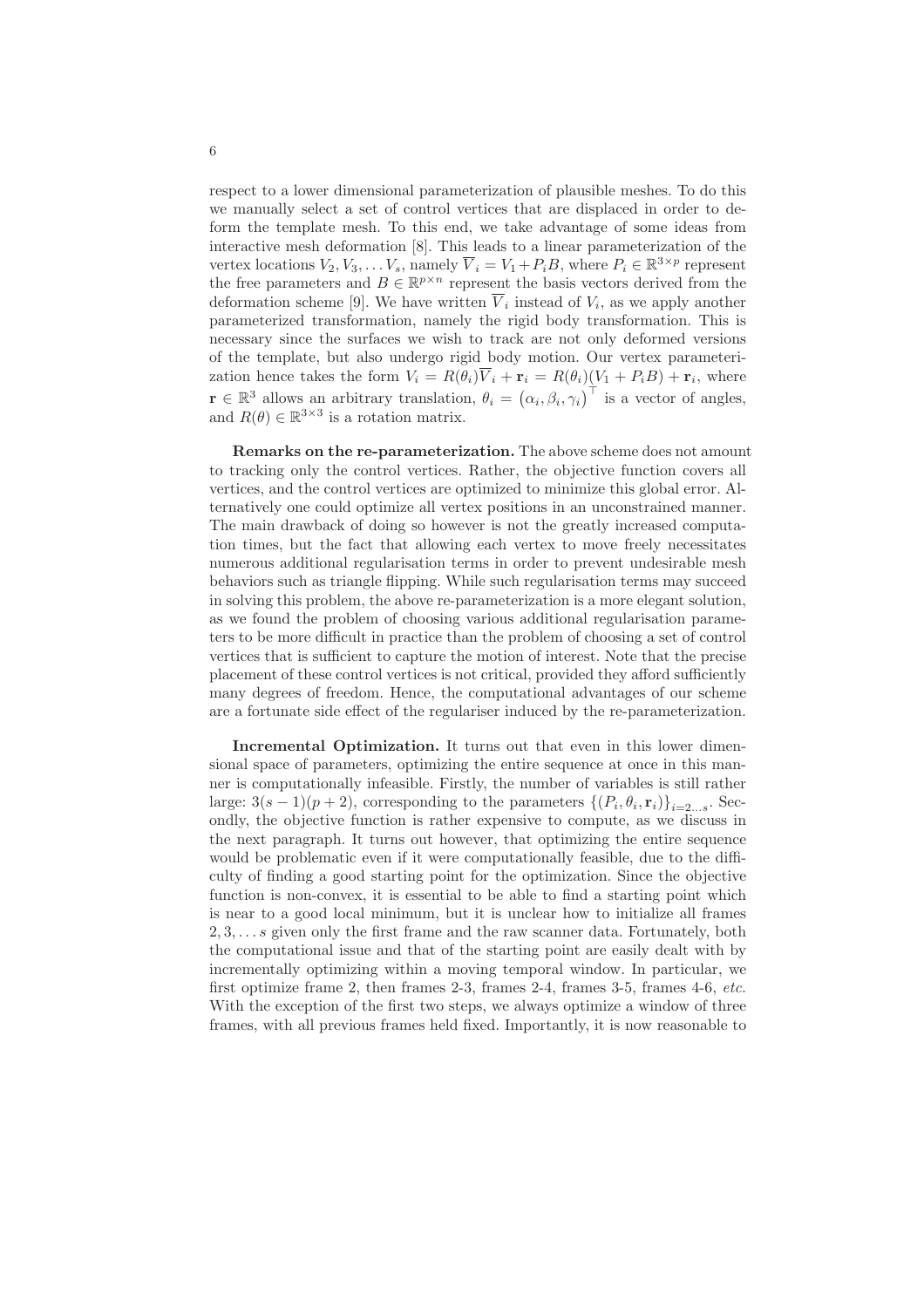respect to a lower dimensional parameterization of plausible meshes. To do this we manually select a set of control vertices that are displaced in order to deform the template mesh. To this end, we take advantage of some ideas from interactive mesh deformation [8]. This leads to a linear parameterization of the vertex locations $V_2, V_3, \ldots V_s$, namely $\overline{V}_i = V_1 + P_i B$, where $P_i \in \mathbb{R}^{3\times p}$ represent the free parameters and $B \in \mathbb{R}^{p\times n}$ represent the basis vectors derived from the deformation scheme [9]. We have written $\overline{V}_i$ instead of $V_i$, as we apply another parameterized transformation, namely the rigid body transformation. This is necessary since the surfaces we wish to track are not only deformed versions of the template, but also undergo rigid body motion. Our vertex parameterization hence takes the form $V_i = R(\theta_i)\overline{V}_i + \mathbf{r}_i = R(\theta_i)(V_1 + P_i B) + \mathbf{r}_i$, where $\mathbf{r} \in \mathbb{R}^3$ allows an arbitrary translation, $\theta_i = \left(\alpha_i, \beta_i, \gamma_i\right)^\top$ is a vector of angles, and $R(\theta) \in \mathbb{R}^{3\times 3}$ is a rotation matrix.

**Remarks on the re-parameterization.** The above scheme does not amount to tracking only the control vertices. Rather, the objective function covers all vertices, and the control vertices are optimized to minimize this global error. Alternatively one could optimize all vertex positions in an unconstrained manner. The main drawback of doing so however is not the greatly increased computation times, but the fact that allowing each vertex to move freely necessitates numerous additional regularisation terms in order to prevent undesirable mesh behaviors such as triangle flipping. While such regularisation terms may succeed in solving this problem, the above re-parameterization is a more elegant solution, as we found the problem of choosing various additional regularisation parameters to be more difficult in practice than the problem of choosing a set of control vertices that is sufficient to capture the motion of interest. Note that the precise placement of these control vertices is not critical, provided they afford sufficiently many degrees of freedom. Hence, the computational advantages of our scheme are a fortunate side effect of the regulariser induced by the re-parameterization.

**Incremental Optimization.** It turns out that even in this lower dimensional space of parameters, optimizing the entire sequence at once in this manner is computationally infeasible. Firstly, the number of variables is still rather large: $3(s-1)(p+2)$, corresponding to the parameters $\{(P_i, \theta_i, \mathbf{r}_i)\}_{i=2\ldots s}$. Secondly, the objective function is rather expensive to compute, as we discuss in the next paragraph. It turns out however, that optimizing the entire sequence would be problematic even if it were computationally feasible, due to the difficulty of finding a good starting point for the optimization. Since the objective function is non-convex, it is essential to be able to find a starting point which is near to a good local minimum, but it is unclear how to initialize all frames $2, 3, \ldots s$ given only the first frame and the raw scanner data. Fortunately, both the computational issue and that of the starting point are easily dealt with by incrementally optimizing within a moving temporal window. In particular, we first optimize frame 2, then frames 2-3, frames 2-4, frames 3-5, frames 4-6, *etc.* With the exception of the first two steps, we always optimize a window of three frames, with all previous frames held fixed. Importantly, it is now reasonable to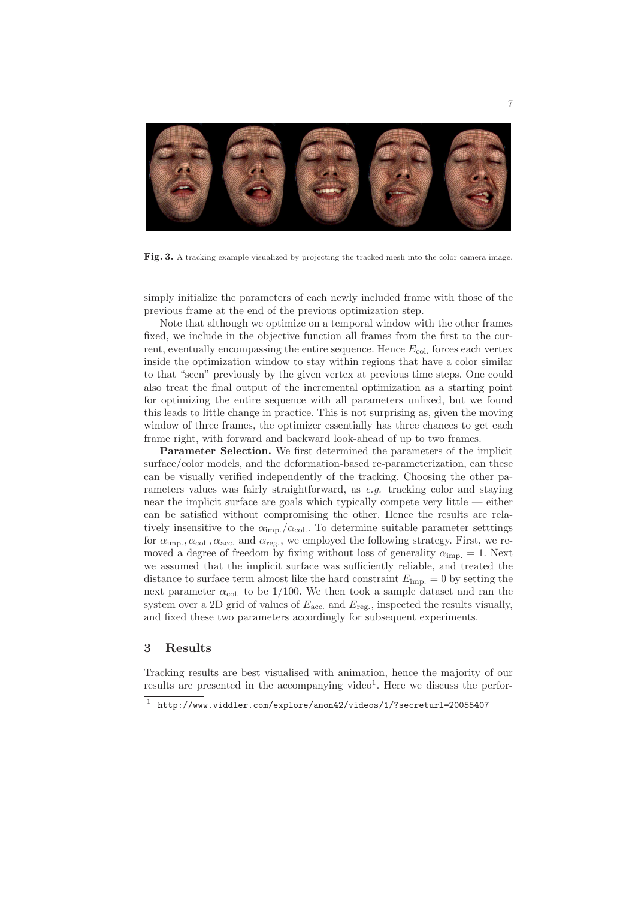**Fig. 3.** A tracking example visualized by projecting the tracked mesh into the color camera image.

simply initialize the parameters of each newly included frame with those of the previous frame at the end of the previous optimization step.

Note that although we optimize on a temporal window with the other frames fixed, we include in the objective function all frames from the first to the current, eventually encompassing the entire sequence. Hence $E_{\text{col.}}$ forces each vertex inside the optimization window to stay within regions that have a color similar to that "seen" previously by the given vertex at previous time steps. One could also treat the final output of the incremental optimization as a starting point for optimizing the entire sequence with all parameters unfixed, but we found this leads to little change in practice. This is not surprising as, given the moving window of three frames, the optimizer essentially has three chances to get each frame right, with forward and backward look-ahead of up to two frames.

**Parameter Selection.** We first determined the parameters of the implicit surface/color models, and the deformation-based re-parameterization, can these can be visually verified independently of the tracking. Choosing the other parameters values was fairly straightforward, as *e.g.* tracking color and staying near the implicit surface are goals which typically compete very little — either can be satisfied without compromising the other. Hence the results are relatively insensitive to the $\alpha_{\text{imp.}}/\alpha_{\text{col.}}$. To determine suitable parameter setttings for $\alpha_{\text{imp.}}, \alpha_{\text{col.}}, \alpha_{\text{acc.}}$ and $\alpha_{\text{reg.}}$, we employed the following strategy. First, we removed a degree of freedom by fixing without loss of generality $\alpha_{\text{imp.}} = 1$. Next we assumed that the implicit surface was sufficiently reliable, and treated the distance to surface term almost like the hard constraint $E_{\text{imp.}} = 0$ by setting the next parameter $\alpha_{\text{col.}}$ to be $1/100$. We then took a sample dataset and ran the system over a 2D grid of values of $E_{\text{acc.}}$ and $E_{\text{reg.}}$, inspected the results visually, and fixed these two parameters accordingly for subsequent experiments.

## 3 Results

Tracking results are best visualised with animation, hence the majority of our results are presented in the accompanying video[1]. Here we discuss the perfor-

[1] http://www.viddler.com/explore/anon42/videos/1/?secreturl=20055407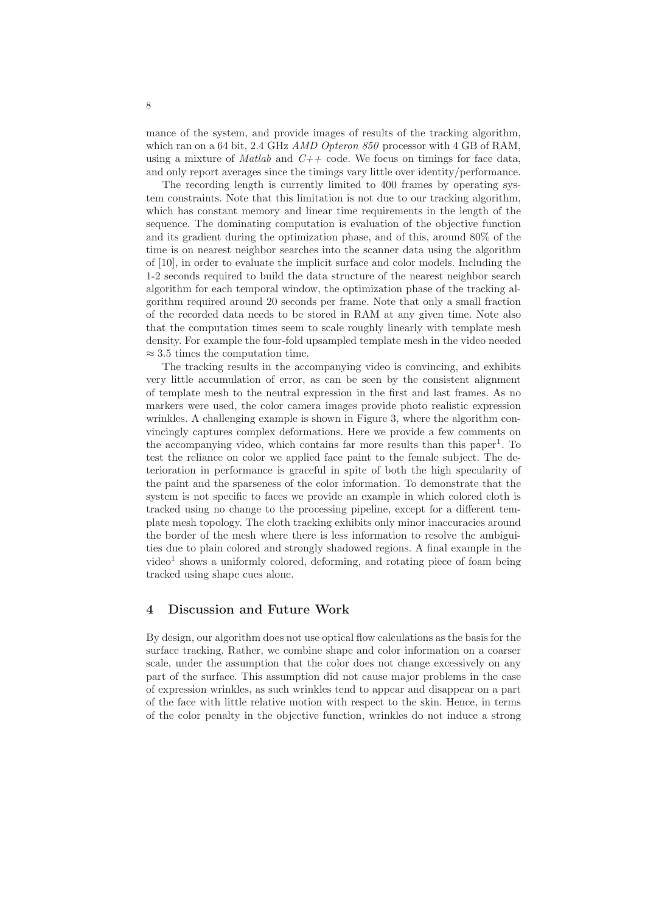mance of the system, and provide images of results of the tracking algorithm, which ran on a 64 bit, 2.4 GHz *AMD Opteron 850* processor with 4 GB of RAM, using a mixture of *Matlab* and *C++* code. We focus on timings for face data, and only report averages since the timings vary little over identity/performance.

The recording length is currently limited to 400 frames by operating system constraints. Note that this limitation is not due to our tracking algorithm, which has constant memory and linear time requirements in the length of the sequence. The dominating computation is evaluation of the objective function and its gradient during the optimization phase, and of this, around 80% of the time is on nearest neighbor searches into the scanner data using the algorithm of [10], in order to evaluate the implicit surface and color models. Including the 1-2 seconds required to build the data structure of the nearest neighbor search algorithm for each temporal window, the optimization phase of the tracking algorithm required around 20 seconds per frame. Note that only a small fraction of the recorded data needs to be stored in RAM at any given time. Note also that the computation times seem to scale roughly linearly with template mesh density. For example the four-fold upsampled template mesh in the video needed $\approx 3.5$ times the computation time.

The tracking results in the accompanying video is convincing, and exhibits very little accumulation of error, as can be seen by the consistent alignment of template mesh to the neutral expression in the first and last frames. As no markers were used, the color camera images provide photo realistic expression wrinkles. A challenging example is shown in Figure 3, where the algorithm convincingly captures complex deformations. Here we provide a few comments on the accompanying video, which contains far more results than this paper[1]. To test the reliance on color we applied face paint to the female subject. The deterioration in performance is graceful in spite of both the high specularity of the paint and the sparseness of the color information. To demonstrate that the system is not specific to faces we provide an example in which colored cloth is tracked using no change to the processing pipeline, except for a different template mesh topology. The cloth tracking exhibits only minor inaccuracies around the border of the mesh where there is less information to resolve the ambiguities due to plain colored and strongly shadowed regions. A final example in the video[1] shows a uniformly colored, deforming, and rotating piece of foam being tracked using shape cues alone.

## 4 Discussion and Future Work

By design, our algorithm does not use optical flow calculations as the basis for the surface tracking. Rather, we combine shape and color information on a coarser scale, under the assumption that the color does not change excessively on any part of the surface. This assumption did not cause major problems in the case of expression wrinkles, as such wrinkles tend to appear and disappear on a part of the face with little relative motion with respect to the skin. Hence, in terms of the color penalty in the objective function, wrinkles do not induce a strong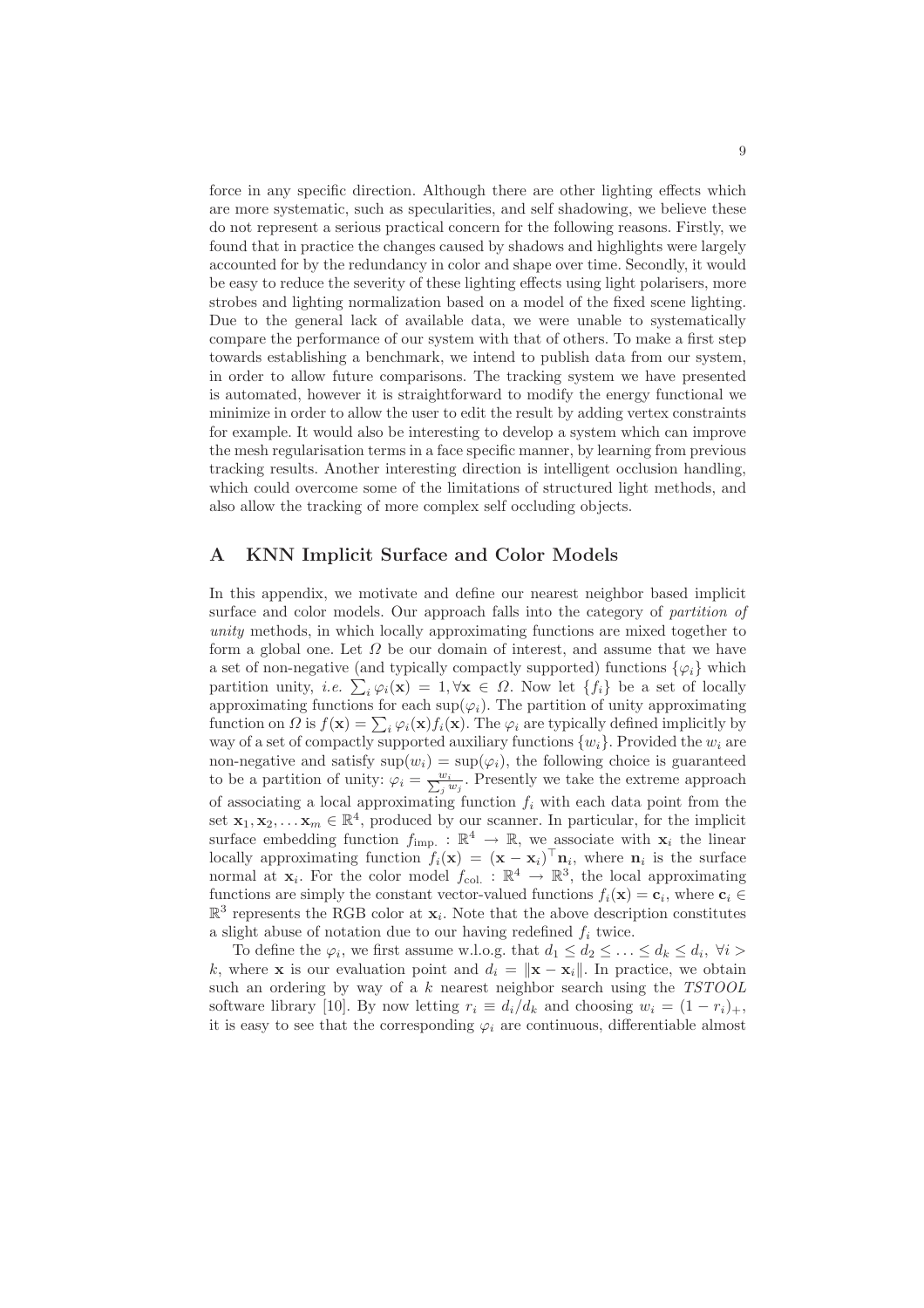force in any specific direction. Although there are other lighting effects which are more systematic, such as specularities, and self shadowing, we believe these do not represent a serious practical concern for the following reasons. Firstly, we found that in practice the changes caused by shadows and highlights were largely accounted for by the redundancy in color and shape over time. Secondly, it would be easy to reduce the severity of these lighting effects using light polarisers, more strobes and lighting normalization based on a model of the fixed scene lighting. Due to the general lack of available data, we were unable to systematically compare the performance of our system with that of others. To make a first step towards establishing a benchmark, we intend to publish data from our system, in order to allow future comparisons. The tracking system we have presented is automated, however it is straightforward to modify the energy functional we minimize in order to allow the user to edit the result by adding vertex constraints for example. It would also be interesting to develop a system which can improve the mesh regularisation terms in a face specific manner, by learning from previous tracking results. Another interesting direction is intelligent occlusion handling, which could overcome some of the limitations of structured light methods, and also allow the tracking of more complex self occluding objects.

## A KNN Implicit Surface and Color Models

In this appendix, we motivate and define our nearest neighbor based implicit surface and color models. Our approach falls into the category of *partition of unity* methods, in which locally approximating functions are mixed together to form a global one. Let $\Omega$ be our domain of interest, and assume that we have a set of non-negative (and typically compactly supported) functions $\{\varphi_i\}$ which partition unity, *i.e.* $\sum_i \varphi_i(\mathbf{x}) = 1, \forall \mathbf{x} \in \Omega$. Now let $\{f_i\}$ be a set of locally approximating functions for each $\sup(\varphi_i)$. The partition of unity approximating function on $\Omega$ is $f(\mathbf{x}) = \sum_i \varphi_i(\mathbf{x}) f_i(\mathbf{x})$. The $\varphi_i$ are typically defined implicitly by way of a set of compactly supported auxiliary functions $\{w_i\}$. Provided the $w_i$ are non-negative and satisfy $\sup(w_i) = \sup(\varphi_i)$, the following choice is guaranteed to be a partition of unity: $\varphi_i = \frac{w_i}{\sum_j w_j}$. Presently we take the extreme approach of associating a local approximating function $f_i$ with each data point from the set $\mathbf{x}_1, \mathbf{x}_2, \ldots \mathbf{x}_m \in \mathbb{R}^4$, produced by our scanner. In particular, for the implicit surface embedding function $f_{\text{imp.}} : \mathbb{R}^4 \to \mathbb{R}$, we associate with $\mathbf{x}_i$ the linear locally approximating function $f_i(\mathbf{x}) = (\mathbf{x} - \mathbf{x}_i)^\top \mathbf{n}_i$, where $\mathbf{n}_i$ is the surface normal at $\mathbf{x}_i$. For the color model $f_{\text{col.}} : \mathbb{R}^4 \to \mathbb{R}^3$, the local approximating functions are simply the constant vector-valued functions $f_i(\mathbf{x}) = \mathbf{c}_i$, where $\mathbf{c}_i \in \mathbb{R}^3$ represents the RGB color at $\mathbf{x}_i$. Note that the above description constitutes a slight abuse of notation due to our having redefined $f_i$ twice.

To define the $\varphi_i$, we first assume w.l.o.g. that $d_1 \leq d_2 \leq \ldots \leq d_k \leq d_i, \ \forall i > k$, where $\mathbf{x}$ is our evaluation point and $d_i = \|\mathbf{x} - \mathbf{x}_i\|$. In practice, we obtain such an ordering by way of a $k$ nearest neighbor search using the *TSTOOL* software library [10]. By now letting $r_i \equiv d_i/d_k$ and choosing $w_i = (1 - r_i)_+$, it is easy to see that the corresponding $\varphi_i$ are continuous, differentiable almost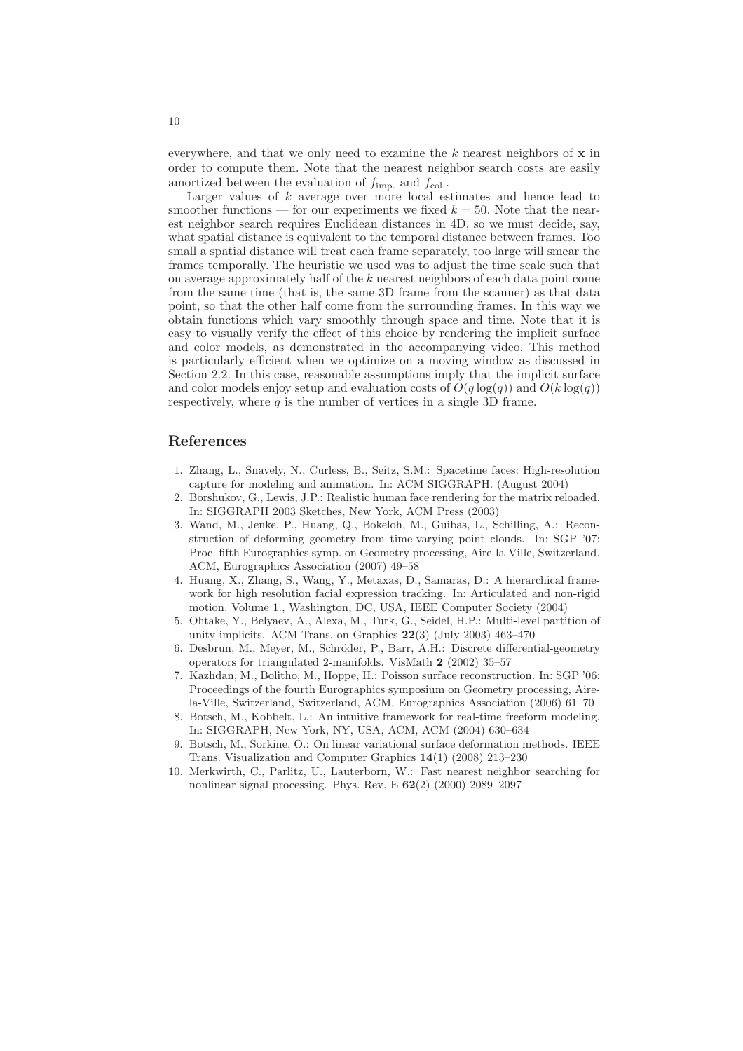everywhere, and that we only need to examine the $k$ nearest neighbors of $\mathbf{x}$ in order to compute them. Note that the nearest neighbor search costs are easily amortized between the evaluation of $f_{\text{imp.}}$ and $f_{\text{col.}}$.

Larger values of $k$ average over more local estimates and hence lead to smoother functions — for our experiments we fixed $k = 50$. Note that the nearest neighbor search requires Euclidean distances in 4D, so we must decide, say, what spatial distance is equivalent to the temporal distance between frames. Too small a spatial distance will treat each frame separately, too large will smear the frames temporally. The heuristic we used was to adjust the time scale such that on average approximately half of the $k$ nearest neighbors of each data point come from the same time (that is, the same 3D frame from the scanner) as that data point, so that the other half come from the surrounding frames. In this way we obtain functions which vary smoothly through space and time. Note that it is easy to visually verify the effect of this choice by rendering the implicit surface and color models, as demonstrated in the accompanying video. This method is particularly efficient when we optimize on a moving window as discussed in Section 2.2. In this case, reasonable assumptions imply that the implicit surface and color models enjoy setup and evaluation costs of $O(q \log(q))$ and $O(k \log(q))$ respectively, where $q$ is the number of vertices in a single 3D frame.

## References

1. Zhang, L., Snavely, N., Curless, B., Seitz, S.M.: Spacetime faces: High-resolution capture for modeling and animation. In: ACM SIGGRAPH. (August 2004)
2. Borshukov, G., Lewis, J.P.: Realistic human face rendering for the matrix reloaded. In: SIGGRAPH 2003 Sketches, New York, ACM Press (2003)
3. Wand, M., Jenke, P., Huang, Q., Bokeloh, M., Guibas, L., Schilling, A.: Reconstruction of deforming geometry from time-varying point clouds. In: SGP '07: Proc. fifth Eurographics symp. on Geometry processing, Aire-la-Ville, Switzerland, ACM, Eurographics Association (2007) 49–58
4. Huang, X., Zhang, S., Wang, Y., Metaxas, D., Samaras, D.: A hierarchical framework for high resolution facial expression tracking. In: Articulated and non-rigid motion. Volume 1., Washington, DC, USA, IEEE Computer Society (2004)
5. Ohtake, Y., Belyaev, A., Alexa, M., Turk, G., Seidel, H.P.: Multi-level partition of unity implicits. ACM Trans. on Graphics **22**(3) (July 2003) 463–470
6. Desbrun, M., Meyer, M., Schröder, P., Barr, A.H.: Discrete differential-geometry operators for triangulated 2-manifolds. VisMath **2** (2002) 35–57
7. Kazhdan, M., Bolitho, M., Hoppe, H.: Poisson surface reconstruction. In: SGP '06: Proceedings of the fourth Eurographics symposium on Geometry processing, Aire-la-Ville, Switzerland, Switzerland, ACM, Eurographics Association (2006) 61–70
8. Botsch, M., Kobbelt, L.: An intuitive framework for real-time freeform modeling. In: SIGGRAPH, New York, NY, USA, ACM, ACM (2004) 630–634
9. Botsch, M., Sorkine, O.: On linear variational surface deformation methods. IEEE Trans. Visualization and Computer Graphics **14**(1) (2008) 213–230
10. Merkwirth, C., Parlitz, U., Lauterborn, W.: Fast nearest neighbor searching for nonlinear signal processing. Phys. Rev. E **62**(2) (2000) 2089–2097